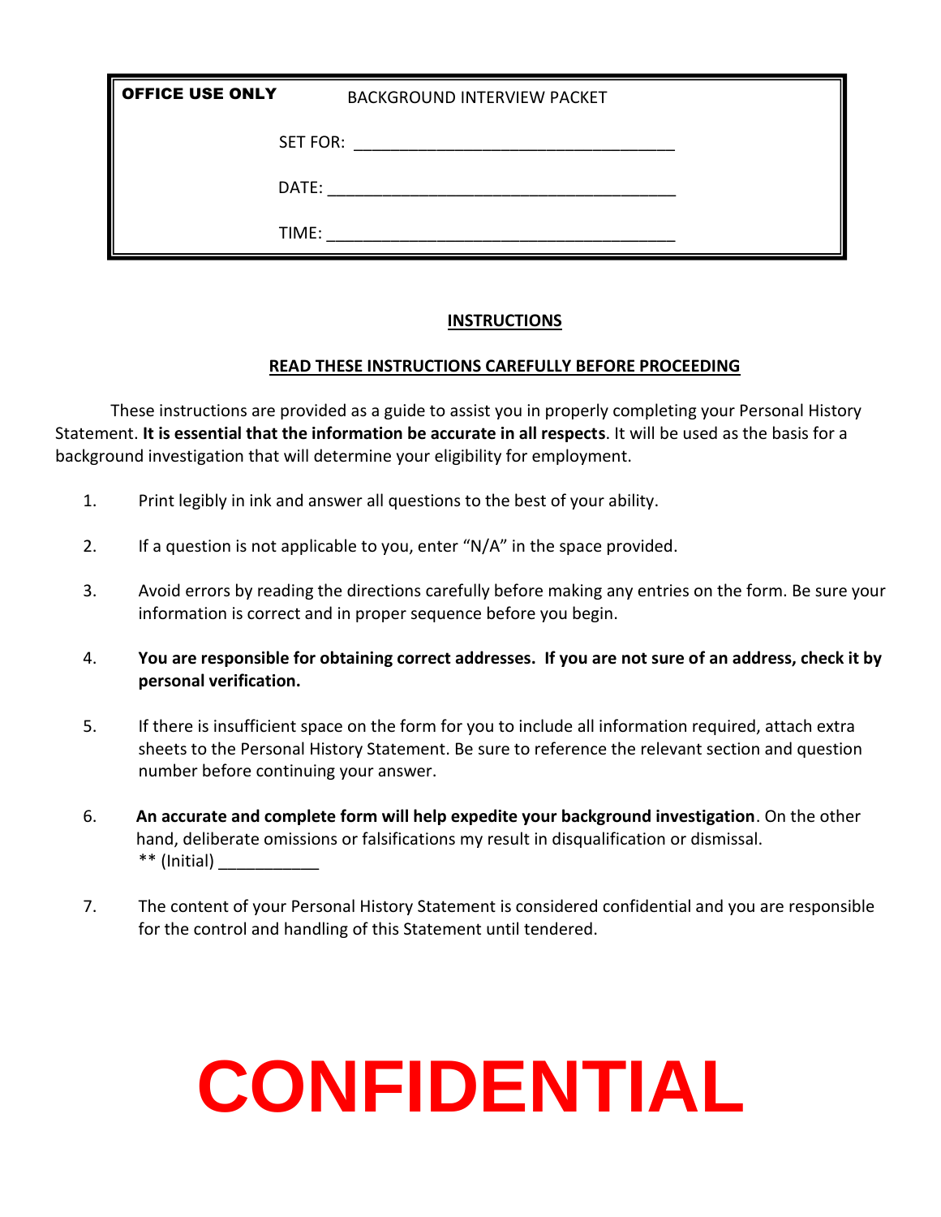| **OFFICE USE ONLY** | BACKGROUND INTERVIEW PACKET |
|---|---|
| | SET FOR: _________________________________ |
| | DATE: ___________________________________ |
| | TIME: ___________________________________ |

## INSTRUCTIONS

### READ THESE INSTRUCTIONS CAREFULLY BEFORE PROCEEDING

These instructions are provided as a guide to assist you in properly completing your Personal History Statement. **It is essential that the information be accurate in all respects**. It will be used as the basis for a background investigation that will determine your eligibility for employment.

1. Print legibly in ink and answer all questions to the best of your ability.

2. If a question is not applicable to you, enter "N/A" in the space provided.

3. Avoid errors by reading the directions carefully before making any entries on the form. Be sure your information is correct and in proper sequence before you begin.

4. **You are responsible for obtaining correct addresses. If you are not sure of an address, check it by personal verification.**

5. If there is insufficient space on the form for you to include all information required, attach extra sheets to the Personal History Statement. Be sure to reference the relevant section and question number before continuing your answer.

6. **An accurate and complete form will help expedite your background investigation**. On the other hand, deliberate omissions or falsifications my result in disqualification or dismissal.
   ** (Initial) ___________

7. The content of your Personal History Statement is considered confidential and you are responsible for the control and handling of this Statement until tendered.

# CONFIDENTIAL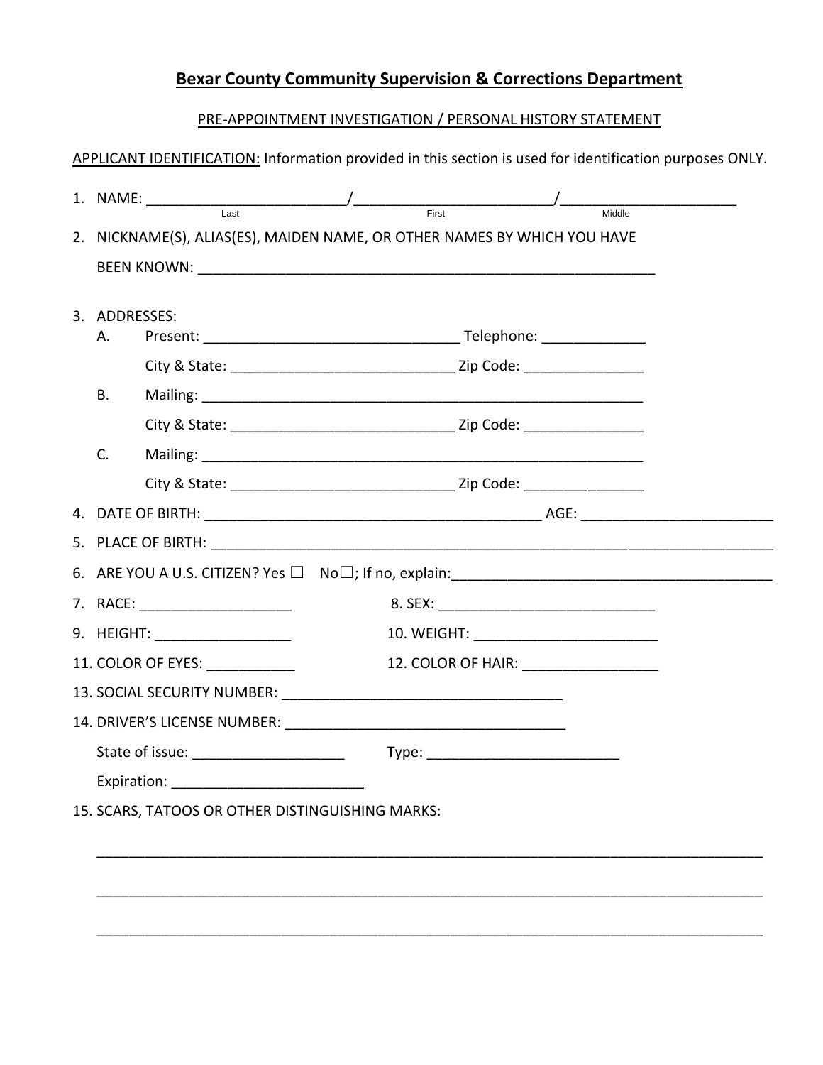# Bexar County Community Supervision & Corrections Department

PRE-APPOINTMENT INVESTIGATION / PERSONAL HISTORY STATEMENT

APPLICANT IDENTIFICATION: Information provided in this section is used for identification purposes ONLY.

1. NAME: ________________________/________________________/____________________
   Last / First / Middle

2. NICKNAME(S), ALIAS(ES), MAIDEN NAME, OR OTHER NAMES BY WHICH YOU HAVE BEEN KNOWN: ________________________________________________________

3. ADDRESSES:
   - A. Present: ______________________________ Telephone: ____________
     City & State: __________________________ Zip Code: ______________
   - B. Mailing: ______________________________________________________
     City & State: __________________________ Zip Code: ______________
   - C. Mailing: ______________________________________________________
     City & State: __________________________ Zip Code: ______________

4. DATE OF BIRTH: ________________________________________ AGE: ______________________

5. PLACE OF BIRTH: ______________________________________________________________________

6. ARE YOU A U.S. CITIZEN? Yes ☐ No☐; If no, explain:______________________________________

7. RACE: __________________ 8. SEX: __________________________

9. HEIGHT: ________________ 10. WEIGHT: ______________________

11. COLOR OF EYES: __________ 12. COLOR OF HAIR: ________________

13. SOCIAL SECURITY NUMBER: ________________________________

14. DRIVER'S LICENSE NUMBER: ________________________________
    State of issue: __________________ Type: ______________________
    Expiration: ______________________

15. SCARS, TATOOS OR OTHER DISTINGUISHING MARKS:
    ______________________________________________________________________________
    ______________________________________________________________________________
    ______________________________________________________________________________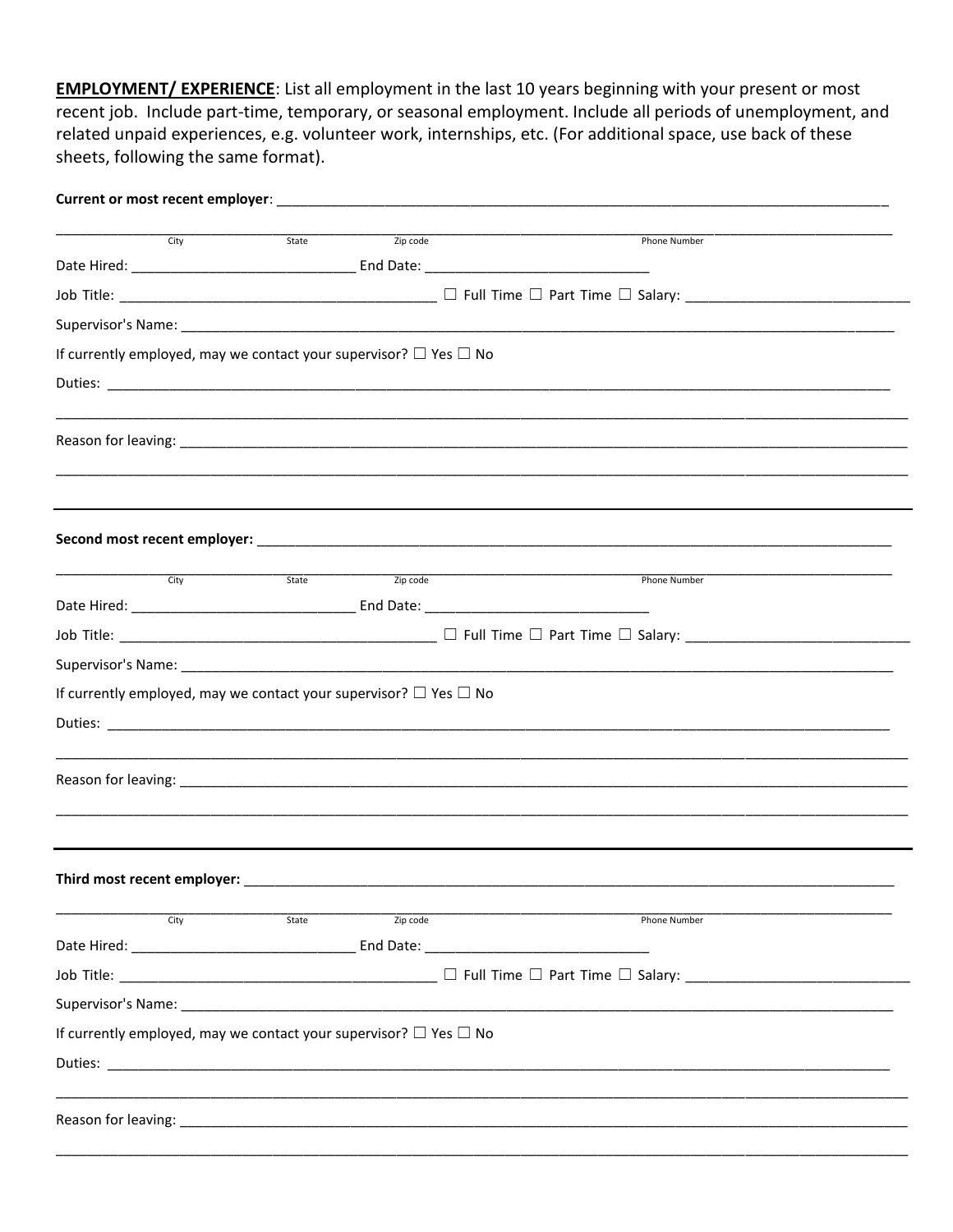**EMPLOYMENT/ EXPERIENCE**: List all employment in the last 10 years beginning with your present or most recent job. Include part-time, temporary, or seasonal employment. Include all periods of unemployment, and related unpaid experiences, e.g. volunteer work, internships, etc. (For additional space, use back of these sheets, following the same format).

**Current or most recent employer**: ______________________________________________________________________________

______________________________________________________________________________________________________
City State Zip code Phone Number

Date Hired: ____________________________ End Date: ____________________________

Job Title: ________________________________________ ☐ Full Time ☐ Part Time ☐ Salary: ____________________________

Supervisor's Name: ____________________________________________________________________________________________

If currently employed, may we contact your supervisor? ☐ Yes ☐ No

Duties: _____________________________________________________________________________________________________

______________________________________________________________________________________________________

Reason for leaving: ____________________________________________________________________________________________

______________________________________________________________________________________________________

---

**Second most recent employer:** ______________________________________________________________________________

______________________________________________________________________________________________________
City State Zip code Phone Number

Date Hired: ____________________________ End Date: ____________________________

Job Title: ________________________________________ ☐ Full Time ☐ Part Time ☐ Salary: ____________________________

Supervisor's Name: ____________________________________________________________________________________________

If currently employed, may we contact your supervisor? ☐ Yes ☐ No

Duties: _____________________________________________________________________________________________________

______________________________________________________________________________________________________

Reason for leaving: ____________________________________________________________________________________________

______________________________________________________________________________________________________

---

**Third most recent employer:** ______________________________________________________________________________

______________________________________________________________________________________________________
City State Zip code Phone Number

Date Hired: ____________________________ End Date: ____________________________

Job Title: ________________________________________ ☐ Full Time ☐ Part Time ☐ Salary: ____________________________

Supervisor's Name: ____________________________________________________________________________________________

If currently employed, may we contact your supervisor? ☐ Yes ☐ No

Duties: _____________________________________________________________________________________________________

______________________________________________________________________________________________________

Reason for leaving: ____________________________________________________________________________________________

______________________________________________________________________________________________________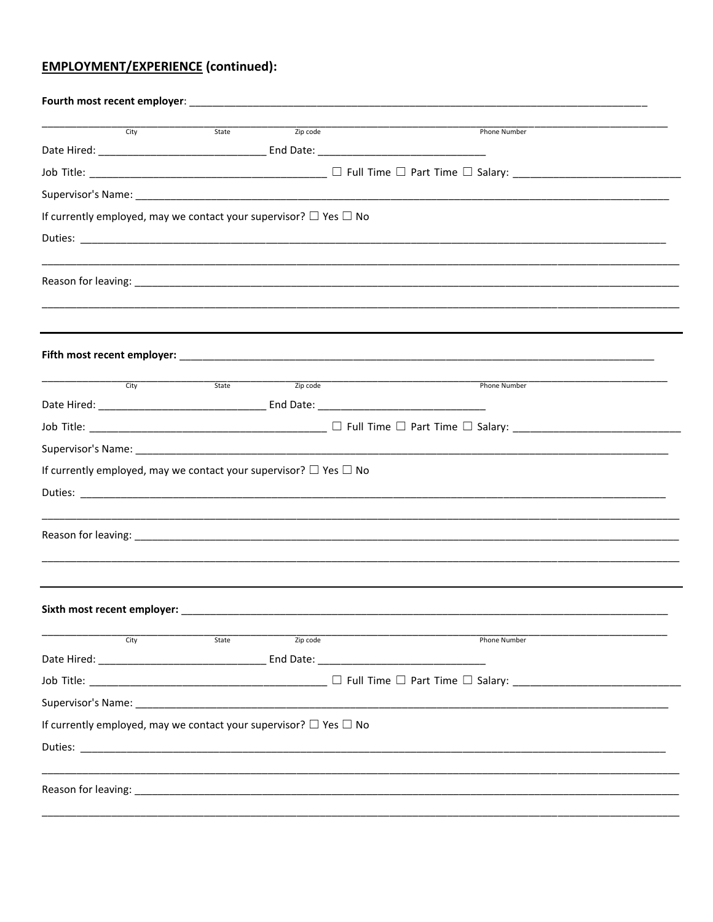## EMPLOYMENT/EXPERIENCE (continued):

**Fourth most recent employer**: ___________________________________________________________________________________

_______________________________________________________________________________________________________
City State Zip code Phone Number

Date Hired: ____________________________ End Date: ____________________________

Job Title: ________________________________________ ☐ Full Time ☐ Part Time ☐ Salary: ____________________________

Supervisor's Name: _____________________________________________________________________________________________

If currently employed, may we contact your supervisor? ☐ Yes ☐ No

Duties: _______________________________________________________________________________________________________

_______________________________________________________________________________________________________

Reason for leaving: _____________________________________________________________________________________________

_______________________________________________________________________________________________________

---

**Fifth most recent employer:** ___________________________________________________________________________________

_______________________________________________________________________________________________________
City State Zip code Phone Number

Date Hired: ____________________________ End Date: ____________________________

Job Title: ________________________________________ ☐ Full Time ☐ Part Time ☐ Salary: ____________________________

Supervisor's Name: _____________________________________________________________________________________________

If currently employed, may we contact your supervisor? ☐ Yes ☐ No

Duties: _______________________________________________________________________________________________________

_______________________________________________________________________________________________________

Reason for leaving: _____________________________________________________________________________________________

_______________________________________________________________________________________________________

---

**Sixth most recent employer:** ___________________________________________________________________________________

_______________________________________________________________________________________________________
City State Zip code Phone Number

Date Hired: ____________________________ End Date: ____________________________

Job Title: ________________________________________ ☐ Full Time ☐ Part Time ☐ Salary: ____________________________

Supervisor's Name: _____________________________________________________________________________________________

If currently employed, may we contact your supervisor? ☐ Yes ☐ No

Duties: _______________________________________________________________________________________________________

_______________________________________________________________________________________________________

Reason for leaving: _____________________________________________________________________________________________

_______________________________________________________________________________________________________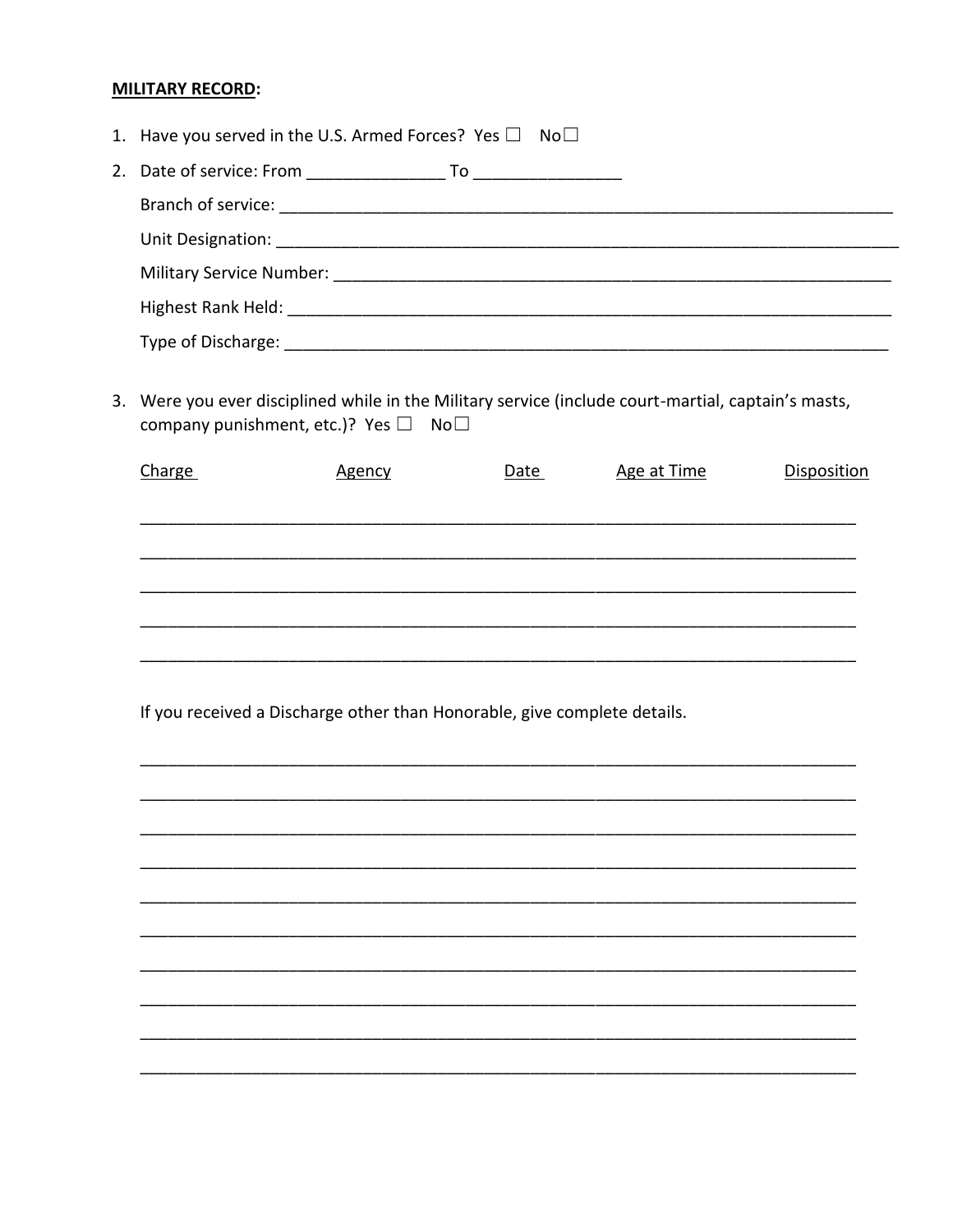**MILITARY RECORD:**

1. Have you served in the U.S. Armed Forces? Yes ☐ No☐
2. Date of service: From _______________ To ________________

   Branch of service: ____________________________________________________________________

   Unit Designation: _____________________________________________________________________

   Military Service Number: _______________________________________________________________

   Highest Rank Held: ____________________________________________________________________

   Type of Discharge: _____________________________________________________________________

3. Were you ever disciplined while in the Military service (include court-martial, captain's masts, company punishment, etc.)? Yes ☐ No☐

| Charge | Agency | Date | Age at Time | Disposition |
|---|---|---|---|---|
| | | | | |
| | | | | |
| | | | | |
| | | | | |
| | | | | |

If you received a Discharge other than Honorable, give complete details.

_____________________________________________________________________________

_____________________________________________________________________________

_____________________________________________________________________________

_____________________________________________________________________________

_____________________________________________________________________________

_____________________________________________________________________________

_____________________________________________________________________________

_____________________________________________________________________________

_____________________________________________________________________________

_____________________________________________________________________________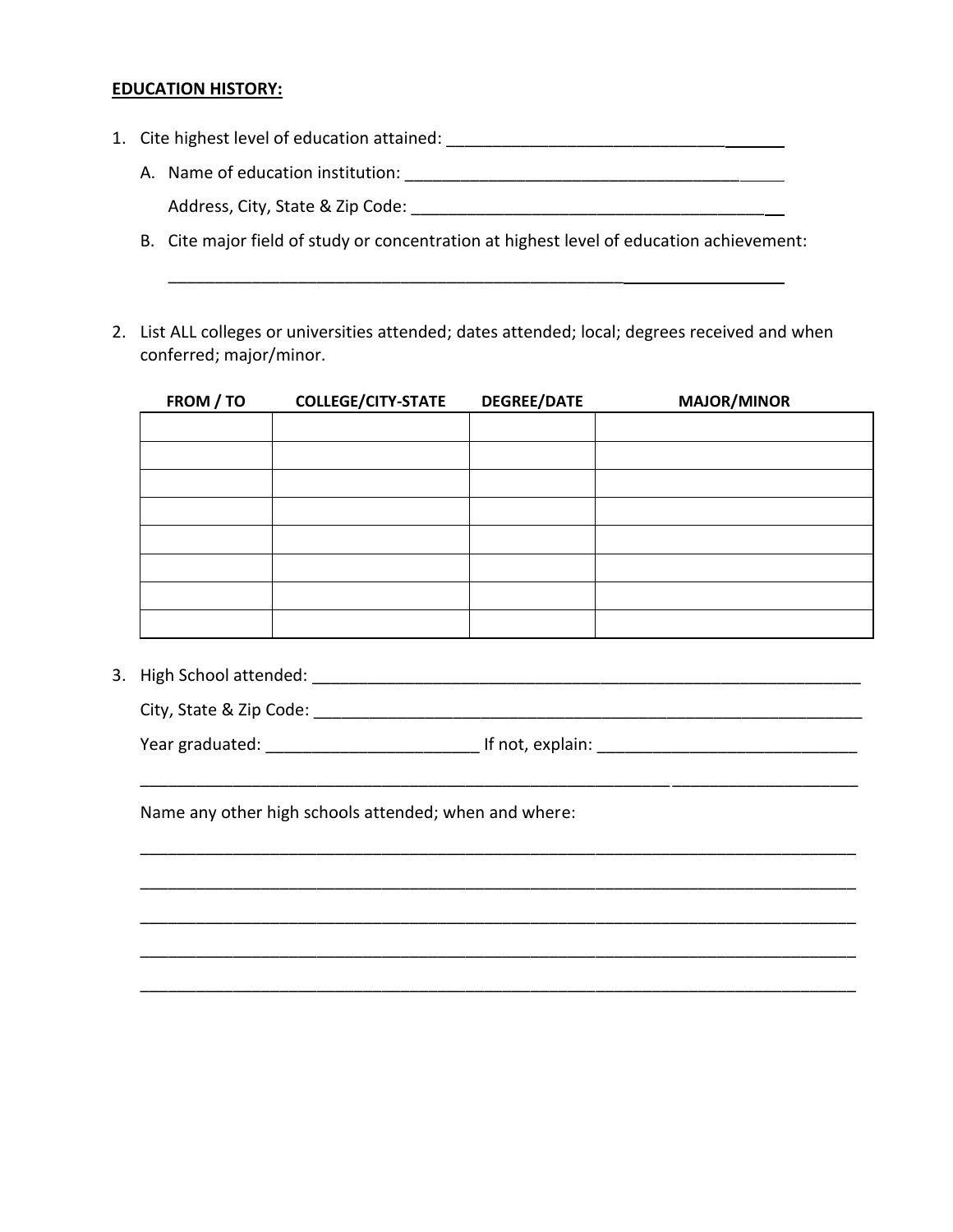**EDUCATION HISTORY:**

1. Cite highest level of education attained: ______________________________________

   A. Name of education institution: ________________________________________

      Address, City, State & Zip Code: ________________________________________

   B. Cite major field of study or concentration at highest level of education achievement:

      ______________________________________________________________________

2. List ALL colleges or universities attended; dates attended; local; degrees received and when conferred; major/minor.

| FROM / TO | COLLEGE/CITY-STATE | DEGREE/DATE | MAJOR/MINOR |
|---|---|---|---|
| | | | |
| | | | |
| | | | |
| | | | |
| | | | |
| | | | |
| | | | |
| | | | |

3. High School attended: _______________________________________________________________

   City, State & Zip Code: _______________________________________________________________

   Year graduated: _______________________ If not, explain: ____________________________

   _____________________________________________________________________________________

   Name any other high schools attended; when and where:

   _____________________________________________________________________________________

   _____________________________________________________________________________________

   _____________________________________________________________________________________

   _____________________________________________________________________________________

   _____________________________________________________________________________________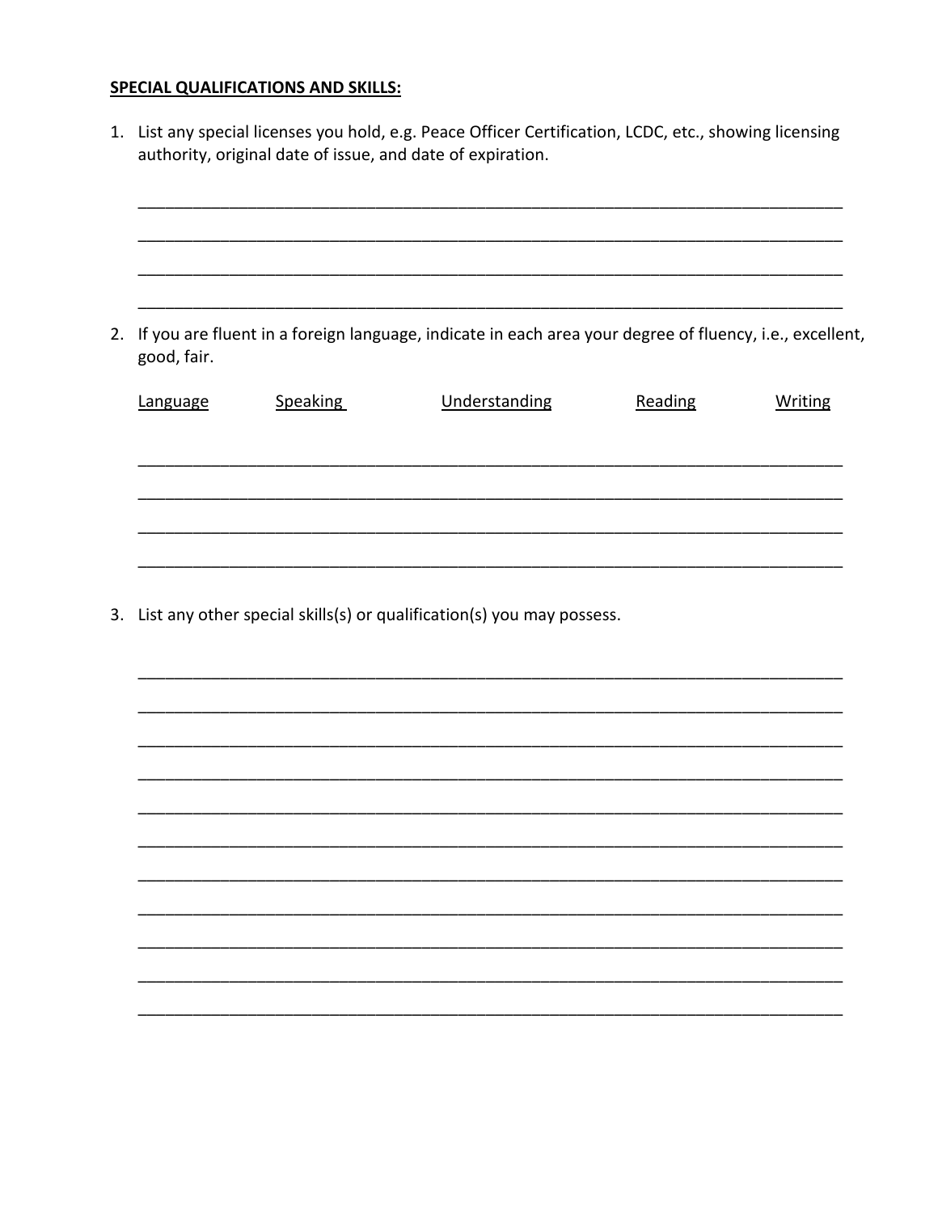**SPECIAL QUALIFICATIONS AND SKILLS:**

1. List any special licenses you hold, e.g. Peace Officer Certification, LCDC, etc., showing licensing authority, original date of issue, and date of expiration.

_______________________________________________________________________________

_______________________________________________________________________________

_______________________________________________________________________________

_______________________________________________________________________________

2. If you are fluent in a foreign language, indicate in each area your degree of fluency, i.e., excellent, good, fair.

| Language | Speaking | Understanding | Reading | Writing |
|---|---|---|---|---|
| | | | | |
| | | | | |
| | | | | |
| | | | | |

3. List any other special skills(s) or qualification(s) you may possess.

_______________________________________________________________________________

_______________________________________________________________________________

_______________________________________________________________________________

_______________________________________________________________________________

_______________________________________________________________________________

_______________________________________________________________________________

_______________________________________________________________________________

_______________________________________________________________________________

_______________________________________________________________________________

_______________________________________________________________________________

_______________________________________________________________________________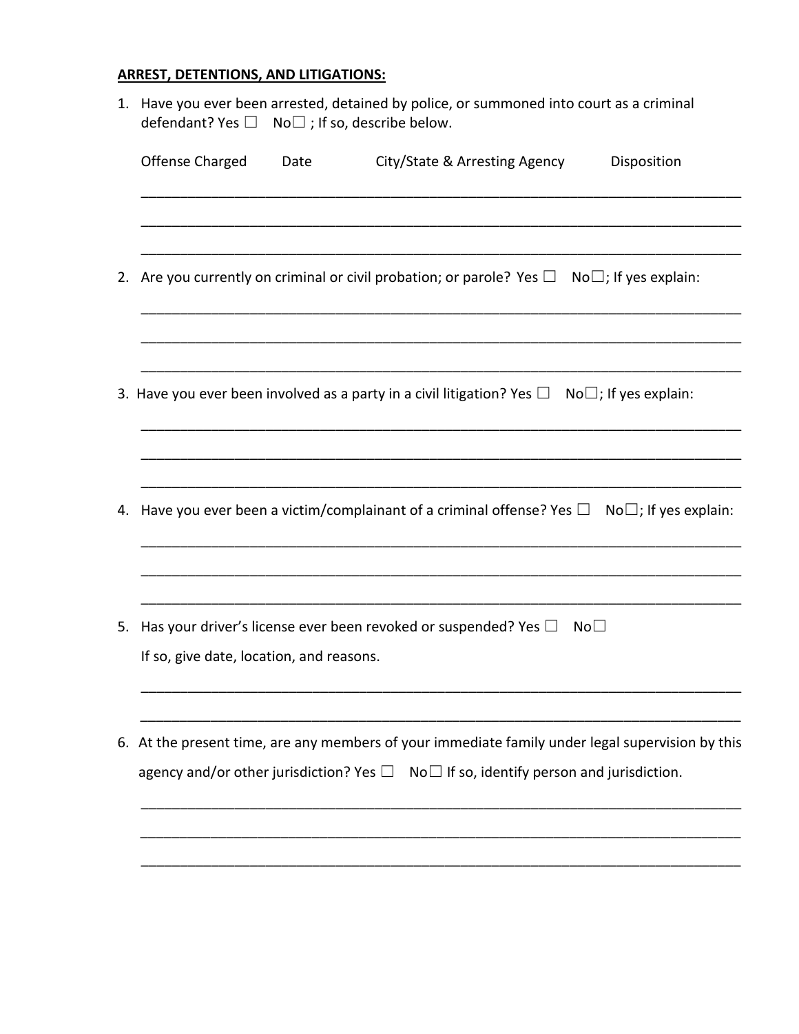**ARREST, DETENTIONS, AND LITIGATIONS:**

1. Have you ever been arrested, detained by police, or summoned into court as a criminal defendant? Yes ☐ No☐ ; If so, describe below.

   Offense Charged Date City/State & Arresting Agency Disposition

   ______________________________________________________________________________

   ______________________________________________________________________________

   ______________________________________________________________________________

2. Are you currently on criminal or civil probation; or parole? Yes ☐ No☐; If yes explain:

   ______________________________________________________________________________

   ______________________________________________________________________________

   ______________________________________________________________________________

3. Have you ever been involved as a party in a civil litigation? Yes ☐ No☐; If yes explain:

   ______________________________________________________________________________

   ______________________________________________________________________________

   ______________________________________________________________________________

4. Have you ever been a victim/complainant of a criminal offense? Yes ☐ No☐; If yes explain:

   ______________________________________________________________________________

   ______________________________________________________________________________

   ______________________________________________________________________________

5. Has your driver's license ever been revoked or suspended? Yes ☐ No☐

   If so, give date, location, and reasons.

   ______________________________________________________________________________

   ______________________________________________________________________________

6. At the present time, are any members of your immediate family under legal supervision by this agency and/or other jurisdiction? Yes ☐ No☐ If so, identify person and jurisdiction.

   ______________________________________________________________________________

   ______________________________________________________________________________

   ______________________________________________________________________________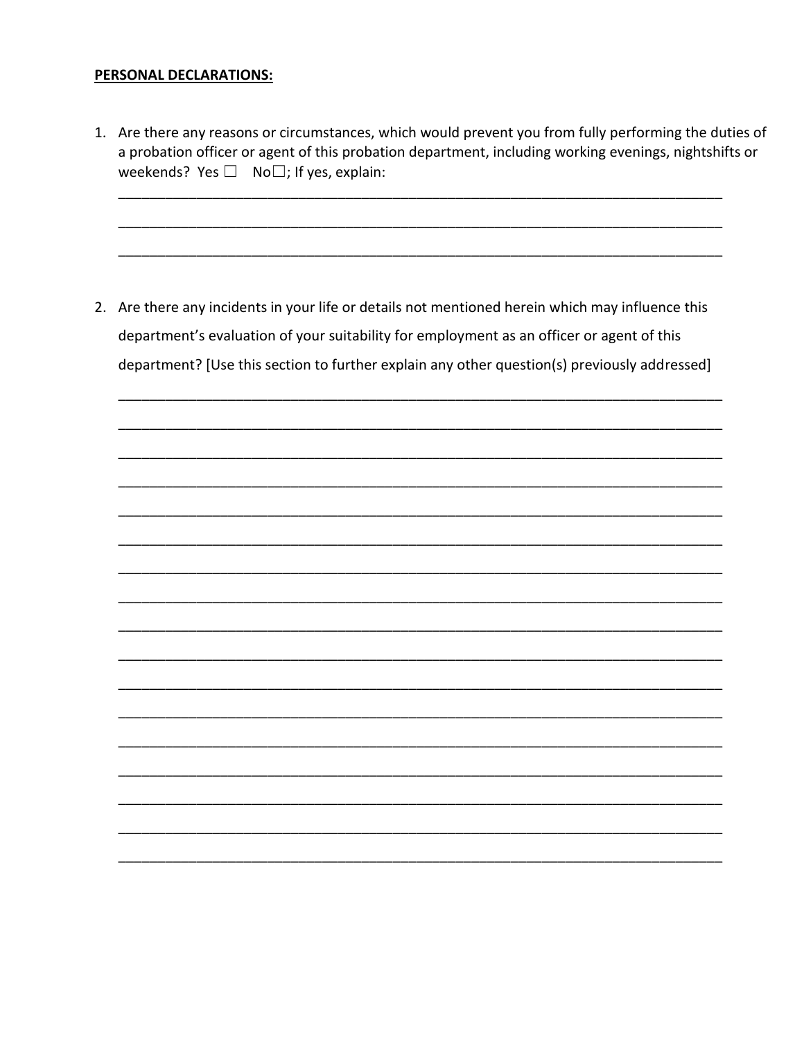**PERSONAL DECLARATIONS:**

1. Are there any reasons or circumstances, which would prevent you from fully performing the duties of a probation officer or agent of this probation department, including working evenings, nightshifts or weekends? Yes ☐ No☐; If yes, explain:

   ______________________________________________________________________________

   ______________________________________________________________________________

   ______________________________________________________________________________

2. Are there any incidents in your life or details not mentioned herein which may influence this department's evaluation of your suitability for employment as an officer or agent of this department? [Use this section to further explain any other question(s) previously addressed]

   ______________________________________________________________________________

   ______________________________________________________________________________

   ______________________________________________________________________________

   ______________________________________________________________________________

   ______________________________________________________________________________

   ______________________________________________________________________________

   ______________________________________________________________________________

   ______________________________________________________________________________

   ______________________________________________________________________________

   ______________________________________________________________________________

   ______________________________________________________________________________

   ______________________________________________________________________________

   ______________________________________________________________________________

   ______________________________________________________________________________

   ______________________________________________________________________________

   ______________________________________________________________________________

   ______________________________________________________________________________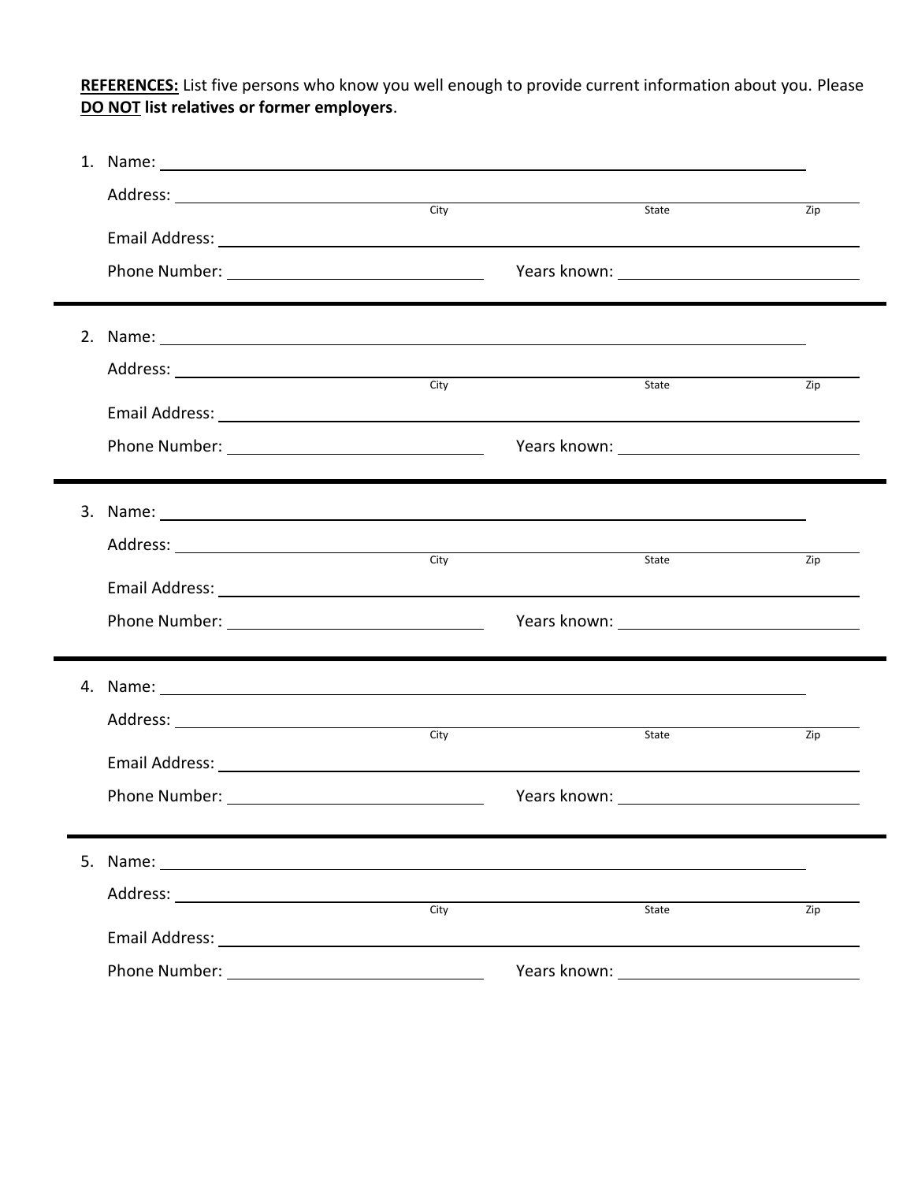**REFERENCES:** List five persons who know you well enough to provide current information about you. Please **DO NOT list relatives or former employers**.

1. Name: ______________________________

   Address: ______________________________
   City ______________ State ______________ Zip ______________

   Email Address: ______________________________

   Phone Number: ______________ Years known: ______________

---

2. Name: ______________________________

   Address: ______________________________
   City ______________ State ______________ Zip ______________

   Email Address: ______________________________

   Phone Number: ______________ Years known: ______________

---

3. Name: ______________________________

   Address: ______________________________
   City ______________ State ______________ Zip ______________

   Email Address: ______________________________

   Phone Number: ______________ Years known: ______________

---

4. Name: ______________________________

   Address: ______________________________
   City ______________ State ______________ Zip ______________

   Email Address: ______________________________

   Phone Number: ______________ Years known: ______________

---

5. Name: ______________________________

   Address: ______________________________
   City ______________ State ______________ Zip ______________

   Email Address: ______________________________

   Phone Number: ______________ Years known: ______________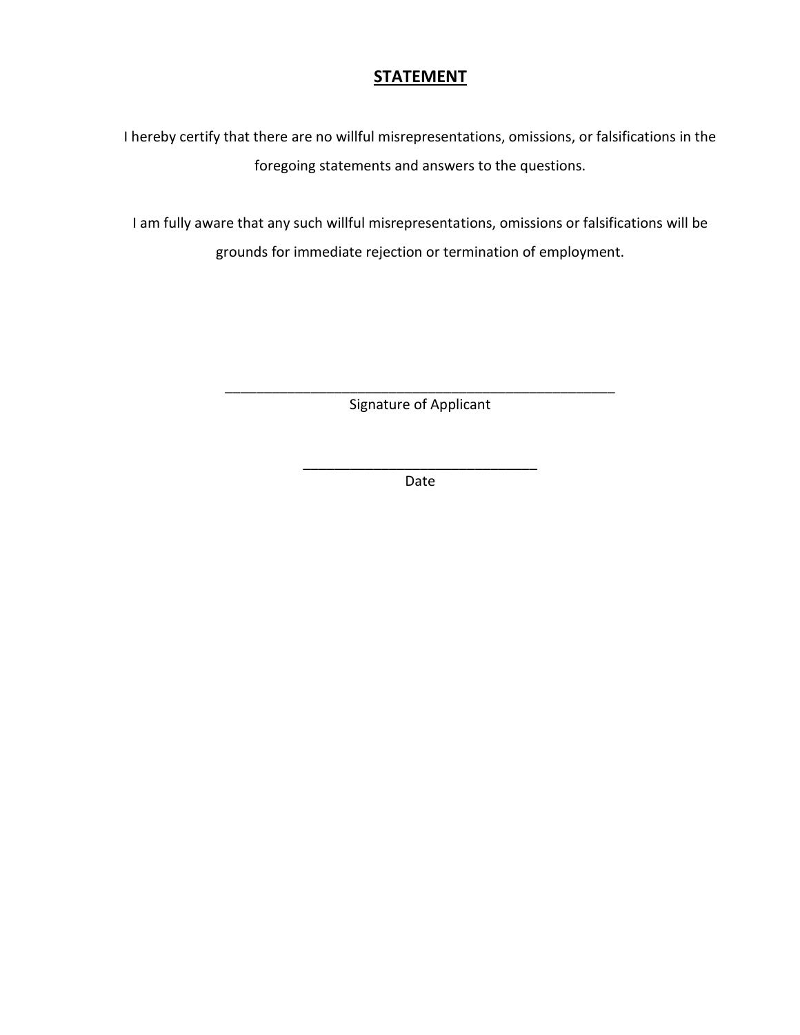## STATEMENT

I hereby certify that there are no willful misrepresentations, omissions, or falsifications in the foregoing statements and answers to the questions.

I am fully aware that any such willful misrepresentations, omissions or falsifications will be grounds for immediate rejection or termination of employment.

_____________________________________________________

Signature of Applicant

________________________________

Date